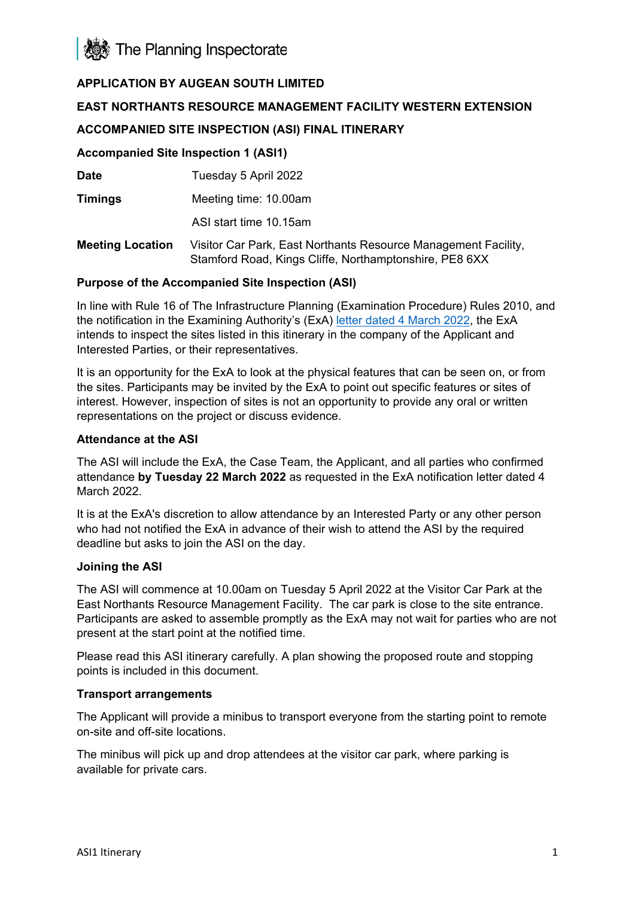The Planning Inspectorate

**APPLICATION BY AUGEAN SOUTH LIMITED**

**EAST NORTHANTS RESOURCE MANAGEMENT FACILITY WESTERN EXTENSION**

**ACCOMPANIED SITE INSPECTION (ASI) FINAL ITINERARY**

**Accompanied Site Inspection 1 (ASI1)**

| | |
|---|---|
| **Date** | Tuesday 5 April 2022 |
| **Timings** | Meeting time: 10.00am |
| | ASI start time 10.15am |
| **Meeting Location** | Visitor Car Park, East Northants Resource Management Facility, Stamford Road, Kings Cliffe, Northamptonshire, PE8 6XX |

**Purpose of the Accompanied Site Inspection (ASI)**

In line with Rule 16 of The Infrastructure Planning (Examination Procedure) Rules 2010, and the notification in the Examining Authority's (ExA) letter dated 4 March 2022, the ExA intends to inspect the sites listed in this itinerary in the company of the Applicant and Interested Parties, or their representatives.

It is an opportunity for the ExA to look at the physical features that can be seen on, or from the sites. Participants may be invited by the ExA to point out specific features or sites of interest. However, inspection of sites is not an opportunity to provide any oral or written representations on the project or discuss evidence.

**Attendance at the ASI**

The ASI will include the ExA, the Case Team, the Applicant, and all parties who confirmed attendance **by Tuesday 22 March 2022** as requested in the ExA notification letter dated 4 March 2022.

It is at the ExA's discretion to allow attendance by an Interested Party or any other person who had not notified the ExA in advance of their wish to attend the ASI by the required deadline but asks to join the ASI on the day.

**Joining the ASI**

The ASI will commence at 10.00am on Tuesday 5 April 2022 at the Visitor Car Park at the East Northants Resource Management Facility. The car park is close to the site entrance. Participants are asked to assemble promptly as the ExA may not wait for parties who are not present at the start point at the notified time.

Please read this ASI itinerary carefully. A plan showing the proposed route and stopping points is included in this document.

**Transport arrangements**

The Applicant will provide a minibus to transport everyone from the starting point to remote on-site and off-site locations.

The minibus will pick up and drop attendees at the visitor car park, where parking is available for private cars.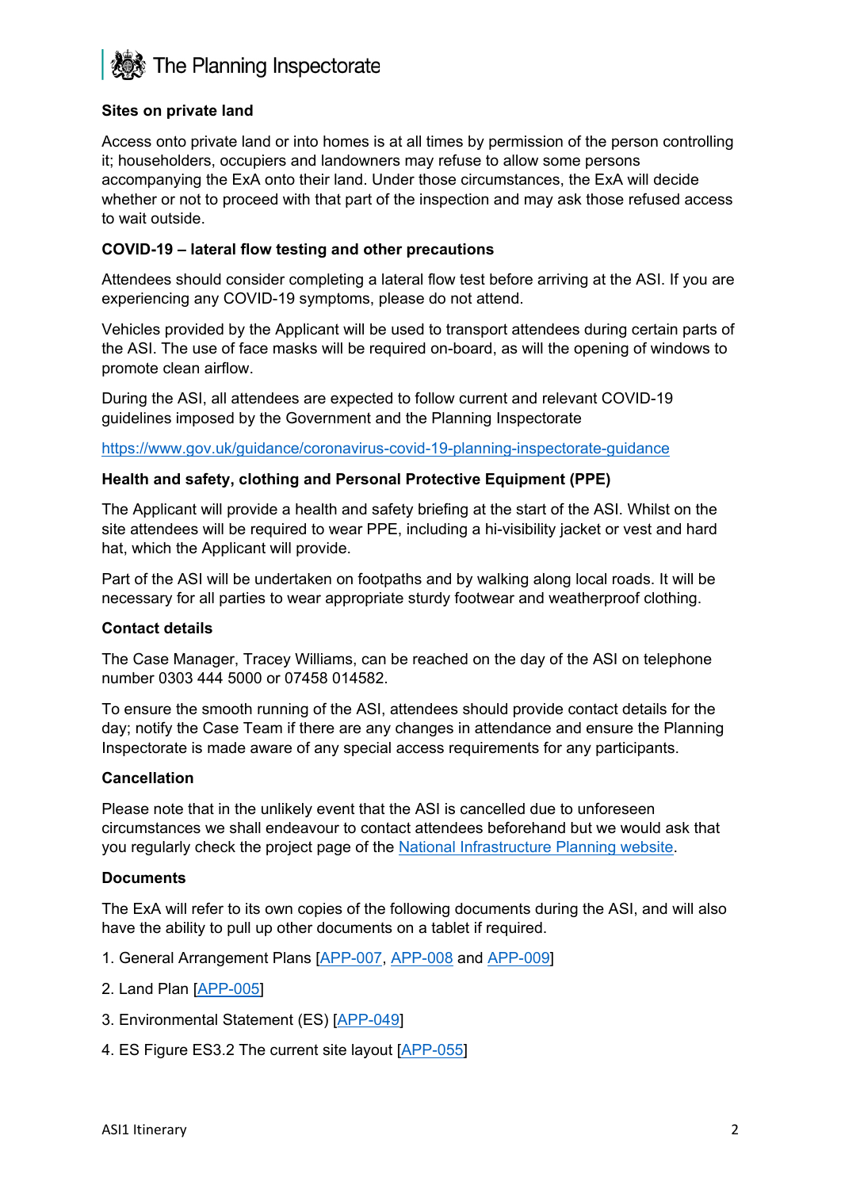### Sites on private land

Access onto private land or into homes is at all times by permission of the person controlling it; householders, occupiers and landowners may refuse to allow some persons accompanying the ExA onto their land. Under those circumstances, the ExA will decide whether or not to proceed with that part of the inspection and may ask those refused access to wait outside.

### COVID-19 – lateral flow testing and other precautions

Attendees should consider completing a lateral flow test before arriving at the ASI. If you are experiencing any COVID-19 symptoms, please do not attend.

Vehicles provided by the Applicant will be used to transport attendees during certain parts of the ASI. The use of face masks will be required on-board, as will the opening of windows to promote clean airflow.

During the ASI, all attendees are expected to follow current and relevant COVID-19 guidelines imposed by the Government and the Planning Inspectorate

https://www.gov.uk/guidance/coronavirus-covid-19-planning-inspectorate-guidance

### Health and safety, clothing and Personal Protective Equipment (PPE)

The Applicant will provide a health and safety briefing at the start of the ASI. Whilst on the site attendees will be required to wear PPE, including a hi-visibility jacket or vest and hard hat, which the Applicant will provide.

Part of the ASI will be undertaken on footpaths and by walking along local roads. It will be necessary for all parties to wear appropriate sturdy footwear and weatherproof clothing.

### Contact details

The Case Manager, Tracey Williams, can be reached on the day of the ASI on telephone number 0303 444 5000 or 07458 014582.

To ensure the smooth running of the ASI, attendees should provide contact details for the day; notify the Case Team if there are any changes in attendance and ensure the Planning Inspectorate is made aware of any special access requirements for any participants.

### Cancellation

Please note that in the unlikely event that the ASI is cancelled due to unforeseen circumstances we shall endeavour to contact attendees beforehand but we would ask that you regularly check the project page of the National Infrastructure Planning website.

### Documents

The ExA will refer to its own copies of the following documents during the ASI, and will also have the ability to pull up other documents on a tablet if required.

1. General Arrangement Plans [APP-007, APP-008 and APP-009]
2. Land Plan [APP-005]
3. Environmental Statement (ES) [APP-049]
4. ES Figure ES3.2 The current site layout [APP-055]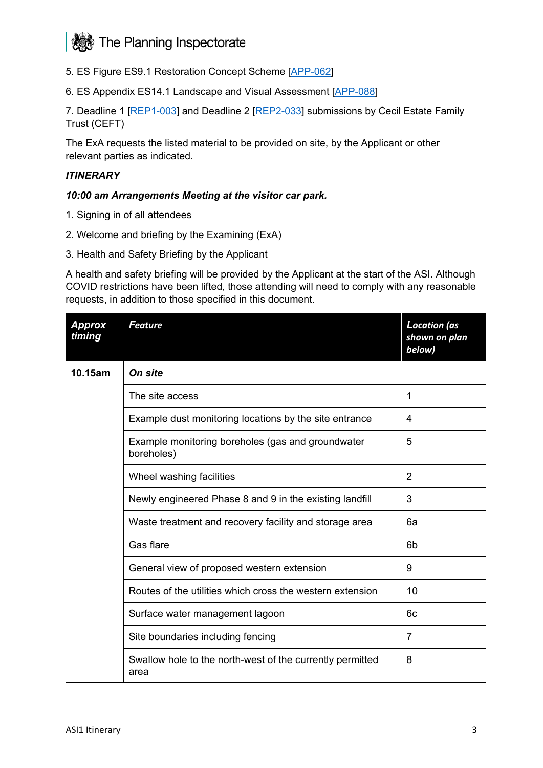5. ES Figure ES9.1 Restoration Concept Scheme [APP-062]

6. ES Appendix ES14.1 Landscape and Visual Assessment [APP-088]

7. Deadline 1 [REP1-003] and Deadline 2 [REP2-033] submissions by Cecil Estate Family Trust (CEFT)

The ExA requests the listed material to be provided on site, by the Applicant or other relevant parties as indicated.

***ITINERARY***

***10:00 am Arrangements Meeting at the visitor car park.***

1. Signing in of all attendees

2. Welcome and briefing by the Examining (ExA)

3. Health and Safety Briefing by the Applicant

A health and safety briefing will be provided by the Applicant at the start of the ASI. Although COVID restrictions have been lifted, those attending will need to comply with any reasonable requests, in addition to those specified in this document.

| ***Approx timing*** | ***Feature*** | ***Location (as shown on plan below)*** |
|---|---|---|
| **10.15am** | ***On site*** | |
| | The site access | 1 |
| | Example dust monitoring locations by the site entrance | 4 |
| | Example monitoring boreholes (gas and groundwater boreholes) | 5 |
| | Wheel washing facilities | 2 |
| | Newly engineered Phase 8 and 9 in the existing landfill | 3 |
| | Waste treatment and recovery facility and storage area | 6a |
| | Gas flare | 6b |
| | General view of proposed western extension | 9 |
| | Routes of the utilities which cross the western extension | 10 |
| | Surface water management lagoon | 6c |
| | Site boundaries including fencing | 7 |
| | Swallow hole to the north-west of the currently permitted area | 8 |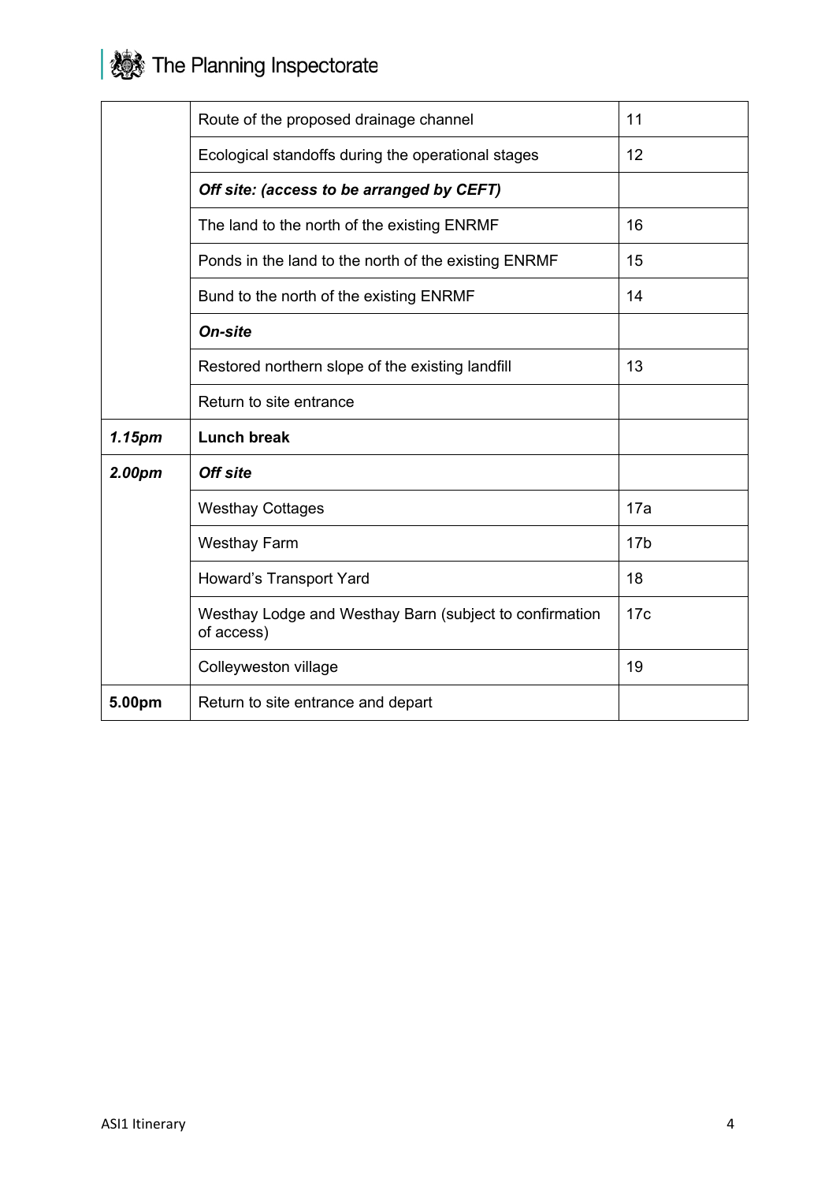| | | |
|---|---|---|
| | Route of the proposed drainage channel | 11 |
| | Ecological standoffs during the operational stages | 12 |
| | ***Off site: (access to be arranged by CEFT)*** | |
| | The land to the north of the existing ENRMF | 16 |
| | Ponds in the land to the north of the existing ENRMF | 15 |
| | Bund to the north of the existing ENRMF | 14 |
| | ***On-site*** | |
| | Restored northern slope of the existing landfill | 13 |
| | Return to site entrance | |
| ***1.15pm*** | **Lunch break** | |
| ***2.00pm*** | ***Off site*** | |
| | Westhay Cottages | 17a |
| | Westhay Farm | 17b |
| | Howard's Transport Yard | 18 |
| | Westhay Lodge and Westhay Barn (subject to confirmation of access) | 17c |
| | Colleyweston village | 19 |
| **5.00pm** | Return to site entrance and depart | |